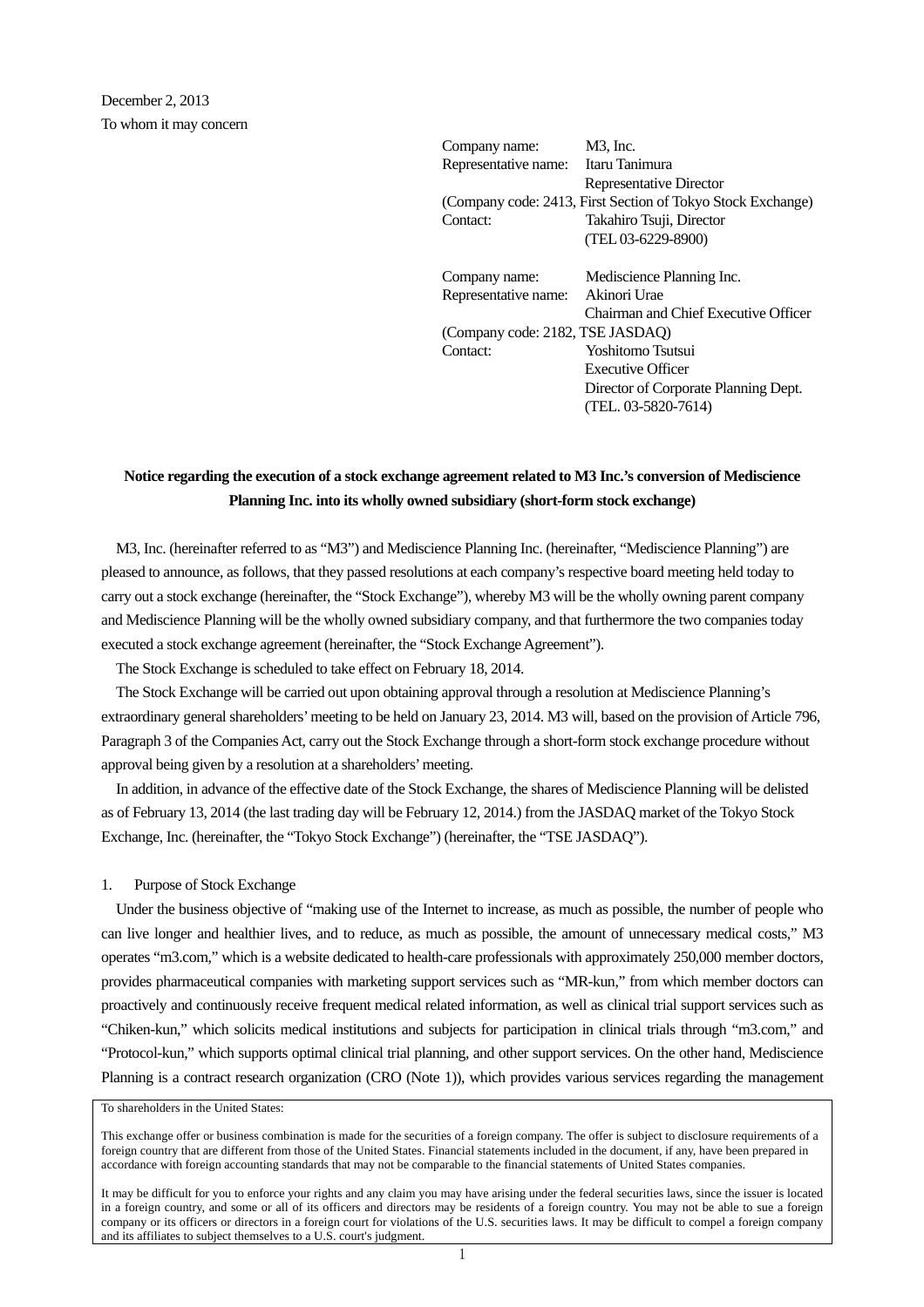December 2, 2013

To whom it may concern

Company name: M3, Inc.
Representative name: Itaru Tanimura
Representative Director
(Company code: 2413, First Section of Tokyo Stock Exchange)
Contact: Takahiro Tsuji, Director
(TEL 03-6229-8900)

Company name: Mediscience Planning Inc.
Representative name: Akinori Urae
Chairman and Chief Executive Officer
(Company code: 2182, TSE JASDAQ)
Contact: Yoshitomo Tsutsui
Executive Officer
Director of Corporate Planning Dept.
(TEL. 03-5820-7614)

**Notice regarding the execution of a stock exchange agreement related to M3 Inc.'s conversion of Mediscience Planning Inc. into its wholly owned subsidiary (short-form stock exchange)**

M3, Inc. (hereinafter referred to as "M3") and Mediscience Planning Inc. (hereinafter, "Mediscience Planning") are pleased to announce, as follows, that they passed resolutions at each company's respective board meeting held today to carry out a stock exchange (hereinafter, the "Stock Exchange"), whereby M3 will be the wholly owning parent company and Mediscience Planning will be the wholly owned subsidiary company, and that furthermore the two companies today executed a stock exchange agreement (hereinafter, the "Stock Exchange Agreement").

The Stock Exchange is scheduled to take effect on February 18, 2014.

The Stock Exchange will be carried out upon obtaining approval through a resolution at Mediscience Planning's extraordinary general shareholders' meeting to be held on January 23, 2014. M3 will, based on the provision of Article 796, Paragraph 3 of the Companies Act, carry out the Stock Exchange through a short-form stock exchange procedure without approval being given by a resolution at a shareholders' meeting.

In addition, in advance of the effective date of the Stock Exchange, the shares of Mediscience Planning will be delisted as of February 13, 2014 (the last trading day will be February 12, 2014.) from the JASDAQ market of the Tokyo Stock Exchange, Inc. (hereinafter, the "Tokyo Stock Exchange") (hereinafter, the "TSE JASDAQ").

1. Purpose of Stock Exchange

Under the business objective of "making use of the Internet to increase, as much as possible, the number of people who can live longer and healthier lives, and to reduce, as much as possible, the amount of unnecessary medical costs," M3 operates "m3.com," which is a website dedicated to health-care professionals with approximately 250,000 member doctors, provides pharmaceutical companies with marketing support services such as "MR-kun," from which member doctors can proactively and continuously receive frequent medical related information, as well as clinical trial support services such as "Chiken-kun," which solicits medical institutions and subjects for participation in clinical trials through "m3.com," and "Protocol-kun," which supports optimal clinical trial planning, and other support services. On the other hand, Mediscience Planning is a contract research organization (CRO (Note 1)), which provides various services regarding the management

To shareholders in the United States:

This exchange offer or business combination is made for the securities of a foreign company. The offer is subject to disclosure requirements of a foreign country that are different from those of the United States. Financial statements included in the document, if any, have been prepared in accordance with foreign accounting standards that may not be comparable to the financial statements of United States companies.

It may be difficult for you to enforce your rights and any claim you may have arising under the federal securities laws, since the issuer is located in a foreign country, and some or all of its officers and directors may be residents of a foreign country. You may not be able to sue a foreign company or its officers or directors in a foreign court for violations of the U.S. securities laws. It may be difficult to compel a foreign company and its affiliates to subject themselves to a U.S. court's judgment.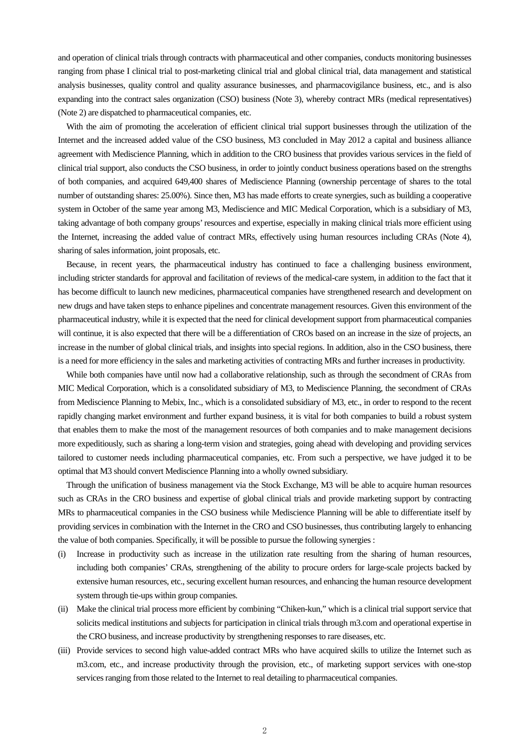and operation of clinical trials through contracts with pharmaceutical and other companies, conducts monitoring businesses ranging from phase I clinical trial to post-marketing clinical trial and global clinical trial, data management and statistical analysis businesses, quality control and quality assurance businesses, and pharmacovigilance business, etc., and is also expanding into the contract sales organization (CSO) business (Note 3), whereby contract MRs (medical representatives) (Note 2) are dispatched to pharmaceutical companies, etc.

With the aim of promoting the acceleration of efficient clinical trial support businesses through the utilization of the Internet and the increased added value of the CSO business, M3 concluded in May 2012 a capital and business alliance agreement with Mediscience Planning, which in addition to the CRO business that provides various services in the field of clinical trial support, also conducts the CSO business, in order to jointly conduct business operations based on the strengths of both companies, and acquired 649,400 shares of Mediscience Planning (ownership percentage of shares to the total number of outstanding shares: 25.00%). Since then, M3 has made efforts to create synergies, such as building a cooperative system in October of the same year among M3, Mediscience and MIC Medical Corporation, which is a subsidiary of M3, taking advantage of both company groups' resources and expertise, especially in making clinical trials more efficient using the Internet, increasing the added value of contract MRs, effectively using human resources including CRAs (Note 4), sharing of sales information, joint proposals, etc.

Because, in recent years, the pharmaceutical industry has continued to face a challenging business environment, including stricter standards for approval and facilitation of reviews of the medical-care system, in addition to the fact that it has become difficult to launch new medicines, pharmaceutical companies have strengthened research and development on new drugs and have taken steps to enhance pipelines and concentrate management resources. Given this environment of the pharmaceutical industry, while it is expected that the need for clinical development support from pharmaceutical companies will continue, it is also expected that there will be a differentiation of CROs based on an increase in the size of projects, an increase in the number of global clinical trials, and insights into special regions. In addition, also in the CSO business, there is a need for more efficiency in the sales and marketing activities of contracting MRs and further increases in productivity.

While both companies have until now had a collaborative relationship, such as through the secondment of CRAs from MIC Medical Corporation, which is a consolidated subsidiary of M3, to Mediscience Planning, the secondment of CRAs from Mediscience Planning to Mebix, Inc., which is a consolidated subsidiary of M3, etc., in order to respond to the recent rapidly changing market environment and further expand business, it is vital for both companies to build a robust system that enables them to make the most of the management resources of both companies and to make management decisions more expeditiously, such as sharing a long-term vision and strategies, going ahead with developing and providing services tailored to customer needs including pharmaceutical companies, etc. From such a perspective, we have judged it to be optimal that M3 should convert Mediscience Planning into a wholly owned subsidiary.

Through the unification of business management via the Stock Exchange, M3 will be able to acquire human resources such as CRAs in the CRO business and expertise of global clinical trials and provide marketing support by contracting MRs to pharmaceutical companies in the CSO business while Mediscience Planning will be able to differentiate itself by providing services in combination with the Internet in the CRO and CSO businesses, thus contributing largely to enhancing the value of both companies. Specifically, it will be possible to pursue the following synergies :

(i) Increase in productivity such as increase in the utilization rate resulting from the sharing of human resources, including both companies' CRAs, strengthening of the ability to procure orders for large-scale projects backed by extensive human resources, etc., securing excellent human resources, and enhancing the human resource development system through tie-ups within group companies.

(ii) Make the clinical trial process more efficient by combining "Chiken-kun," which is a clinical trial support service that solicits medical institutions and subjects for participation in clinical trials through m3.com and operational expertise in the CRO business, and increase productivity by strengthening responses to rare diseases, etc.

(iii) Provide services to second high value-added contract MRs who have acquired skills to utilize the Internet such as m3.com, etc., and increase productivity through the provision, etc., of marketing support services with one-stop services ranging from those related to the Internet to real detailing to pharmaceutical companies.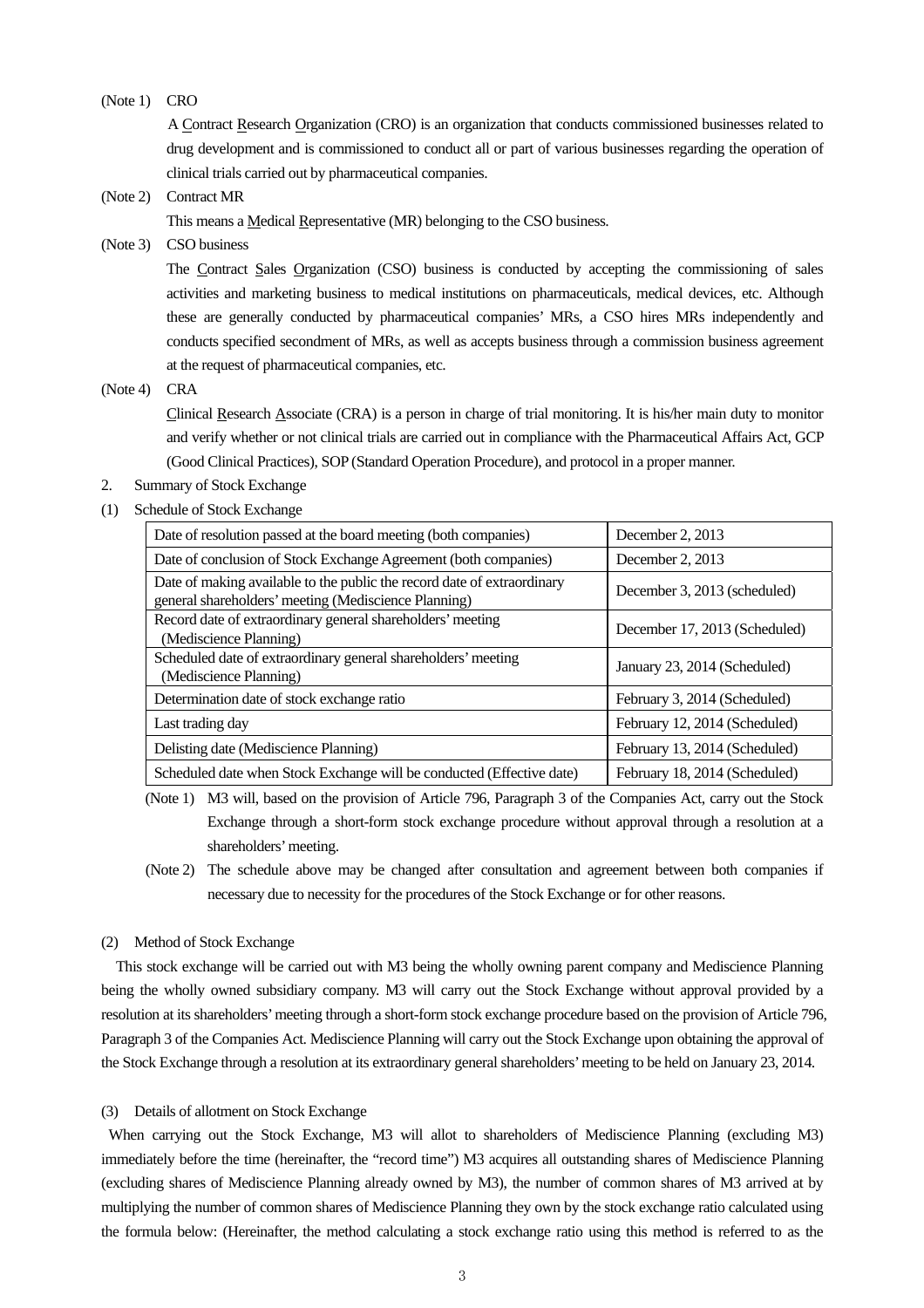(Note 1) CRO

A Contract Research Organization (CRO) is an organization that conducts commissioned businesses related to drug development and is commissioned to conduct all or part of various businesses regarding the operation of clinical trials carried out by pharmaceutical companies.

(Note 2) Contract MR

This means a Medical Representative (MR) belonging to the CSO business.

(Note 3) CSO business

The Contract Sales Organization (CSO) business is conducted by accepting the commissioning of sales activities and marketing business to medical institutions on pharmaceuticals, medical devices, etc. Although these are generally conducted by pharmaceutical companies' MRs, a CSO hires MRs independently and conducts specified secondment of MRs, as well as accepts business through a commission business agreement at the request of pharmaceutical companies, etc.

(Note 4) CRA

Clinical Research Associate (CRA) is a person in charge of trial monitoring. It is his/her main duty to monitor and verify whether or not clinical trials are carried out in compliance with the Pharmaceutical Affairs Act, GCP (Good Clinical Practices), SOP (Standard Operation Procedure), and protocol in a proper manner.

2. Summary of Stock Exchange

(1) Schedule of Stock Exchange

| Event | Date |
|---|---|
| Date of resolution passed at the board meeting (both companies) | December 2, 2013 |
| Date of conclusion of Stock Exchange Agreement (both companies) | December 2, 2013 |
| Date of making available to the public the record date of extraordinary general shareholders' meeting (Mediscience Planning) | December 3, 2013 (scheduled) |
| Record date of extraordinary general shareholders' meeting (Mediscience Planning) | December 17, 2013 (Scheduled) |
| Scheduled date of extraordinary general shareholders' meeting (Mediscience Planning) | January 23, 2014 (Scheduled) |
| Determination date of stock exchange ratio | February 3, 2014 (Scheduled) |
| Last trading day | February 12, 2014 (Scheduled) |
| Delisting date (Mediscience Planning) | February 13, 2014 (Scheduled) |
| Scheduled date when Stock Exchange will be conducted (Effective date) | February 18, 2014 (Scheduled) |

(Note 1) M3 will, based on the provision of Article 796, Paragraph 3 of the Companies Act, carry out the Stock Exchange through a short-form stock exchange procedure without approval through a resolution at a shareholders' meeting.

(Note 2) The schedule above may be changed after consultation and agreement between both companies if necessary due to necessity for the procedures of the Stock Exchange or for other reasons.

(2) Method of Stock Exchange

This stock exchange will be carried out with M3 being the wholly owning parent company and Mediscience Planning being the wholly owned subsidiary company. M3 will carry out the Stock Exchange without approval provided by a resolution at its shareholders' meeting through a short-form stock exchange procedure based on the provision of Article 796, Paragraph 3 of the Companies Act. Mediscience Planning will carry out the Stock Exchange upon obtaining the approval of the Stock Exchange through a resolution at its extraordinary general shareholders' meeting to be held on January 23, 2014.

(3) Details of allotment on Stock Exchange

When carrying out the Stock Exchange, M3 will allot to shareholders of Mediscience Planning (excluding M3) immediately before the time (hereinafter, the "record time") M3 acquires all outstanding shares of Mediscience Planning (excluding shares of Mediscience Planning already owned by M3), the number of common shares of M3 arrived at by multiplying the number of common shares of Mediscience Planning they own by the stock exchange ratio calculated using the formula below: (Hereinafter, the method calculating a stock exchange ratio using this method is referred to as the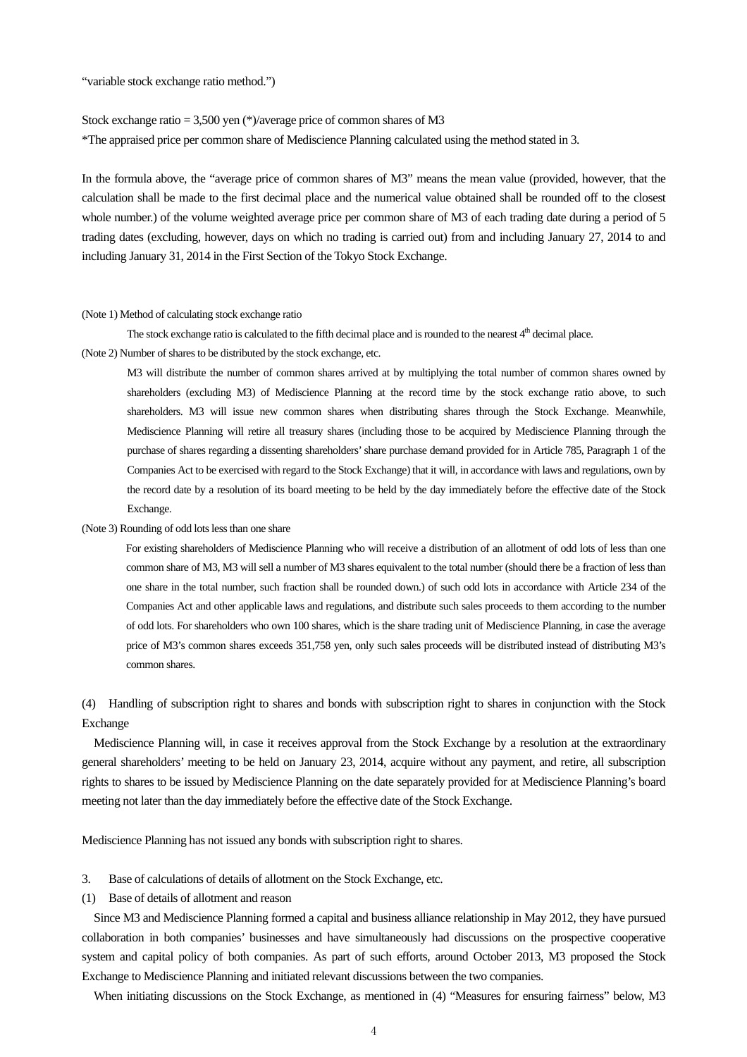"variable stock exchange ratio method.")

Stock exchange ratio = 3,500 yen (*)/average price of common shares of M3

*The appraised price per common share of Mediscience Planning calculated using the method stated in 3.

In the formula above, the "average price of common shares of M3" means the mean value (provided, however, that the calculation shall be made to the first decimal place and the numerical value obtained shall be rounded off to the closest whole number.) of the volume weighted average price per common share of M3 of each trading date during a period of 5 trading dates (excluding, however, days on which no trading is carried out) from and including January 27, 2014 to and including January 31, 2014 in the First Section of the Tokyo Stock Exchange.

(Note 1) Method of calculating stock exchange ratio

The stock exchange ratio is calculated to the fifth decimal place and is rounded to the nearest 4th decimal place.

(Note 2) Number of shares to be distributed by the stock exchange, etc.

M3 will distribute the number of common shares arrived at by multiplying the total number of common shares owned by shareholders (excluding M3) of Mediscience Planning at the record time by the stock exchange ratio above, to such shareholders. M3 will issue new common shares when distributing shares through the Stock Exchange. Meanwhile, Mediscience Planning will retire all treasury shares (including those to be acquired by Mediscience Planning through the purchase of shares regarding a dissenting shareholders' share purchase demand provided for in Article 785, Paragraph 1 of the Companies Act to be exercised with regard to the Stock Exchange) that it will, in accordance with laws and regulations, own by the record date by a resolution of its board meeting to be held by the day immediately before the effective date of the Stock Exchange.

(Note 3) Rounding of odd lots less than one share

For existing shareholders of Mediscience Planning who will receive a distribution of an allotment of odd lots of less than one common share of M3, M3 will sell a number of M3 shares equivalent to the total number (should there be a fraction of less than one share in the total number, such fraction shall be rounded down.) of such odd lots in accordance with Article 234 of the Companies Act and other applicable laws and regulations, and distribute such sales proceeds to them according to the number of odd lots. For shareholders who own 100 shares, which is the share trading unit of Mediscience Planning, in case the average price of M3's common shares exceeds 351,758 yen, only such sales proceeds will be distributed instead of distributing M3's common shares.

(4) Handling of subscription right to shares and bonds with subscription right to shares in conjunction with the Stock Exchange

Mediscience Planning will, in case it receives approval from the Stock Exchange by a resolution at the extraordinary general shareholders' meeting to be held on January 23, 2014, acquire without any payment, and retire, all subscription rights to shares to be issued by Mediscience Planning on the date separately provided for at Mediscience Planning's board meeting not later than the day immediately before the effective date of the Stock Exchange.

Mediscience Planning has not issued any bonds with subscription right to shares.

3. Base of calculations of details of allotment on the Stock Exchange, etc.

(1) Base of details of allotment and reason

Since M3 and Mediscience Planning formed a capital and business alliance relationship in May 2012, they have pursued collaboration in both companies' businesses and have simultaneously had discussions on the prospective cooperative system and capital policy of both companies. As part of such efforts, around October 2013, M3 proposed the Stock Exchange to Mediscience Planning and initiated relevant discussions between the two companies.

When initiating discussions on the Stock Exchange, as mentioned in (4) "Measures for ensuring fairness" below, M3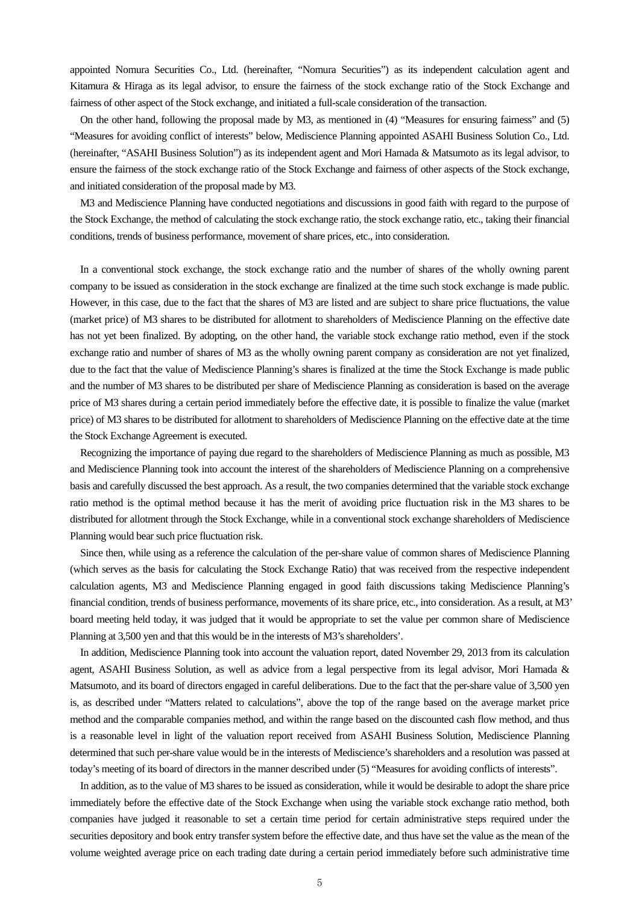appointed Nomura Securities Co., Ltd. (hereinafter, "Nomura Securities") as its independent calculation agent and Kitamura & Hiraga as its legal advisor, to ensure the fairness of the stock exchange ratio of the Stock Exchange and fairness of other aspect of the Stock exchange, and initiated a full-scale consideration of the transaction.

On the other hand, following the proposal made by M3, as mentioned in (4) "Measures for ensuring fairness" and (5) "Measures for avoiding conflict of interests" below, Mediscience Planning appointed ASAHI Business Solution Co., Ltd. (hereinafter, "ASAHI Business Solution") as its independent agent and Mori Hamada & Matsumoto as its legal advisor, to ensure the fairness of the stock exchange ratio of the Stock Exchange and fairness of other aspects of the Stock exchange, and initiated consideration of the proposal made by M3.

M3 and Mediscience Planning have conducted negotiations and discussions in good faith with regard to the purpose of the Stock Exchange, the method of calculating the stock exchange ratio, the stock exchange ratio, etc., taking their financial conditions, trends of business performance, movement of share prices, etc., into consideration.

In a conventional stock exchange, the stock exchange ratio and the number of shares of the wholly owning parent company to be issued as consideration in the stock exchange are finalized at the time such stock exchange is made public. However, in this case, due to the fact that the shares of M3 are listed and are subject to share price fluctuations, the value (market price) of M3 shares to be distributed for allotment to shareholders of Mediscience Planning on the effective date has not yet been finalized. By adopting, on the other hand, the variable stock exchange ratio method, even if the stock exchange ratio and number of shares of M3 as the wholly owning parent company as consideration are not yet finalized, due to the fact that the value of Mediscience Planning's shares is finalized at the time the Stock Exchange is made public and the number of M3 shares to be distributed per share of Mediscience Planning as consideration is based on the average price of M3 shares during a certain period immediately before the effective date, it is possible to finalize the value (market price) of M3 shares to be distributed for allotment to shareholders of Mediscience Planning on the effective date at the time the Stock Exchange Agreement is executed.

Recognizing the importance of paying due regard to the shareholders of Mediscience Planning as much as possible, M3 and Mediscience Planning took into account the interest of the shareholders of Mediscience Planning on a comprehensive basis and carefully discussed the best approach. As a result, the two companies determined that the variable stock exchange ratio method is the optimal method because it has the merit of avoiding price fluctuation risk in the M3 shares to be distributed for allotment through the Stock Exchange, while in a conventional stock exchange shareholders of Mediscience Planning would bear such price fluctuation risk.

Since then, while using as a reference the calculation of the per-share value of common shares of Mediscience Planning (which serves as the basis for calculating the Stock Exchange Ratio) that was received from the respective independent calculation agents, M3 and Mediscience Planning engaged in good faith discussions taking Mediscience Planning's financial condition, trends of business performance, movements of its share price, etc., into consideration. As a result, at M3' board meeting held today, it was judged that it would be appropriate to set the value per common share of Mediscience Planning at 3,500 yen and that this would be in the interests of M3's shareholders'.

In addition, Mediscience Planning took into account the valuation report, dated November 29, 2013 from its calculation agent, ASAHI Business Solution, as well as advice from a legal perspective from its legal advisor, Mori Hamada & Matsumoto, and its board of directors engaged in careful deliberations. Due to the fact that the per-share value of 3,500 yen is, as described under "Matters related to calculations", above the top of the range based on the average market price method and the comparable companies method, and within the range based on the discounted cash flow method, and thus is a reasonable level in light of the valuation report received from ASAHI Business Solution, Mediscience Planning determined that such per-share value would be in the interests of Mediscience's shareholders and a resolution was passed at today's meeting of its board of directors in the manner described under (5) "Measures for avoiding conflicts of interests".

In addition, as to the value of M3 shares to be issued as consideration, while it would be desirable to adopt the share price immediately before the effective date of the Stock Exchange when using the variable stock exchange ratio method, both companies have judged it reasonable to set a certain time period for certain administrative steps required under the securities depository and book entry transfer system before the effective date, and thus have set the value as the mean of the volume weighted average price on each trading date during a certain period immediately before such administrative time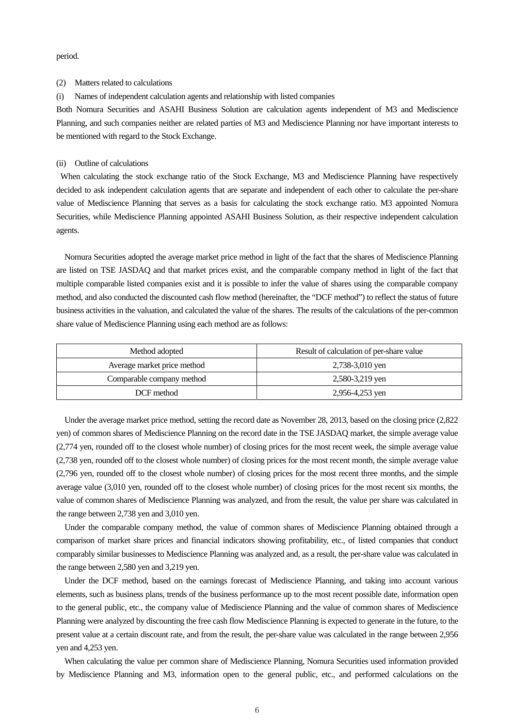period.

(2) Matters related to calculations

(i) Names of independent calculation agents and relationship with listed companies

Both Nomura Securities and ASAHI Business Solution are calculation agents independent of M3 and Mediscience Planning, and such companies neither are related parties of M3 and Mediscience Planning nor have important interests to be mentioned with regard to the Stock Exchange.

(ii) Outline of calculations

When calculating the stock exchange ratio of the Stock Exchange, M3 and Mediscience Planning have respectively decided to ask independent calculation agents that are separate and independent of each other to calculate the per-share value of Mediscience Planning that serves as a basis for calculating the stock exchange ratio. M3 appointed Nomura Securities, while Mediscience Planning appointed ASAHI Business Solution, as their respective independent calculation agents.

Nomura Securities adopted the average market price method in light of the fact that the shares of Mediscience Planning are listed on TSE JASDAQ and that market prices exist, and the comparable company method in light of the fact that multiple comparable listed companies exist and it is possible to infer the value of shares using the comparable company method, and also conducted the discounted cash flow method (hereinafter, the "DCF method") to reflect the status of future business activities in the valuation, and calculated the value of the shares. The results of the calculations of the per-common share value of Mediscience Planning using each method are as follows:

| Method adopted | Result of calculation of per-share value |
|---|---|
| Average market price method | 2,738-3,010 yen |
| Comparable company method | 2,580-3,219 yen |
| DCF method | 2,956-4,253 yen |

Under the average market price method, setting the record date as November 28, 2013, based on the closing price (2,822 yen) of common shares of Mediscience Planning on the record date in the TSE JASDAQ market, the simple average value (2,774 yen, rounded off to the closest whole number) of closing prices for the most recent week, the simple average value (2,738 yen, rounded off to the closest whole number) of closing prices for the most recent month, the simple average value (2,796 yen, rounded off to the closest whole number) of closing prices for the most recent three months, and the simple average value (3,010 yen, rounded off to the closest whole number) of closing prices for the most recent six months, the value of common shares of Mediscience Planning was analyzed, and from the result, the value per share was calculated in the range between 2,738 yen and 3,010 yen.

Under the comparable company method, the value of common shares of Mediscience Planning obtained through a comparison of market share prices and financial indicators showing profitability, etc., of listed companies that conduct comparably similar businesses to Mediscience Planning was analyzed and, as a result, the per-share value was calculated in the range between 2,580 yen and 3,219 yen.

Under the DCF method, based on the earnings forecast of Mediscience Planning, and taking into account various elements, such as business plans, trends of the business performance up to the most recent possible date, information open to the general public, etc., the company value of Mediscience Planning and the value of common shares of Mediscience Planning were analyzed by discounting the free cash flow Mediscience Planning is expected to generate in the future, to the present value at a certain discount rate, and from the result, the per-share value was calculated in the range between 2,956 yen and 4,253 yen.

When calculating the value per common share of Mediscience Planning, Nomura Securities used information provided by Mediscience Planning and M3, information open to the general public, etc., and performed calculations on the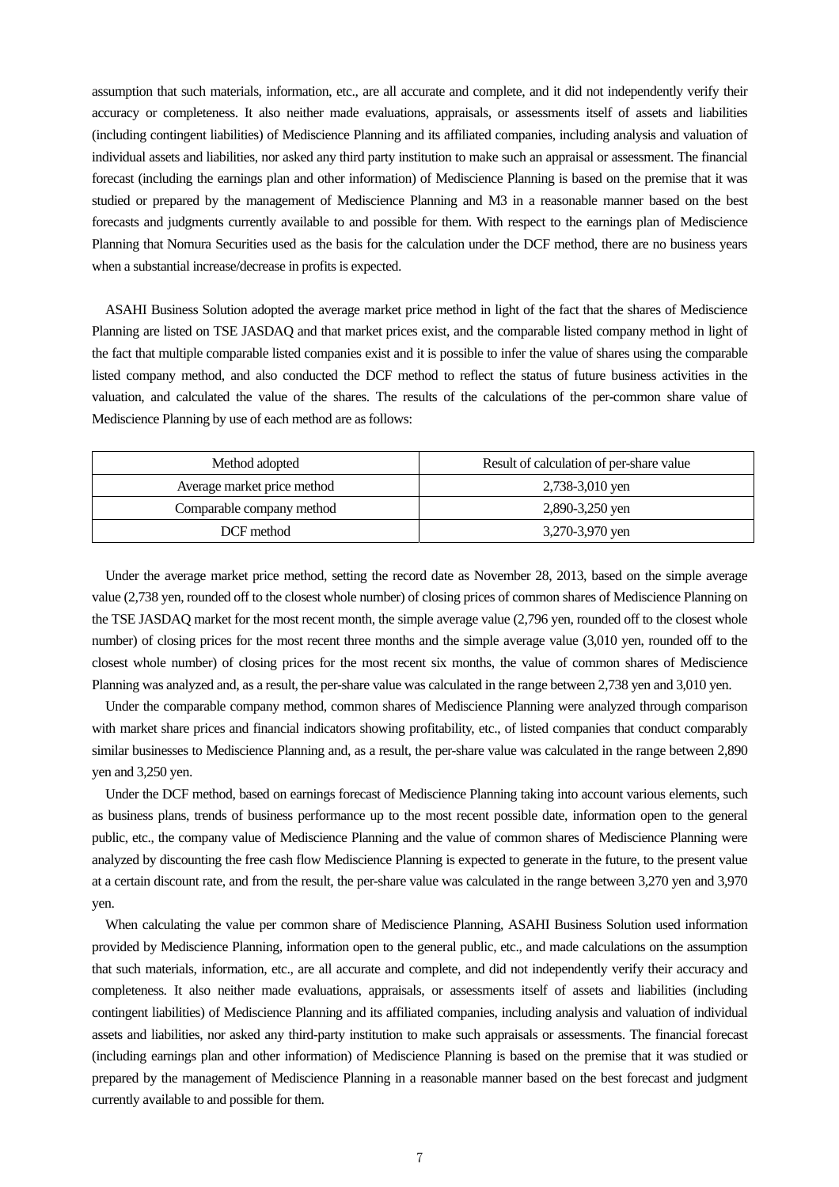assumption that such materials, information, etc., are all accurate and complete, and it did not independently verify their accuracy or completeness. It also neither made evaluations, appraisals, or assessments itself of assets and liabilities (including contingent liabilities) of Mediscience Planning and its affiliated companies, including analysis and valuation of individual assets and liabilities, nor asked any third party institution to make such an appraisal or assessment. The financial forecast (including the earnings plan and other information) of Mediscience Planning is based on the premise that it was studied or prepared by the management of Mediscience Planning and M3 in a reasonable manner based on the best forecasts and judgments currently available to and possible for them. With respect to the earnings plan of Mediscience Planning that Nomura Securities used as the basis for the calculation under the DCF method, there are no business years when a substantial increase/decrease in profits is expected.

ASAHI Business Solution adopted the average market price method in light of the fact that the shares of Mediscience Planning are listed on TSE JASDAQ and that market prices exist, and the comparable listed company method in light of the fact that multiple comparable listed companies exist and it is possible to infer the value of shares using the comparable listed company method, and also conducted the DCF method to reflect the status of future business activities in the valuation, and calculated the value of the shares. The results of the calculations of the per-common share value of Mediscience Planning by use of each method are as follows:

| Method adopted | Result of calculation of per-share value |
|---|---|
| Average market price method | 2,738-3,010 yen |
| Comparable company method | 2,890-3,250 yen |
| DCF method | 3,270-3,970 yen |

Under the average market price method, setting the record date as November 28, 2013, based on the simple average value (2,738 yen, rounded off to the closest whole number) of closing prices of common shares of Mediscience Planning on the TSE JASDAQ market for the most recent month, the simple average value (2,796 yen, rounded off to the closest whole number) of closing prices for the most recent three months and the simple average value (3,010 yen, rounded off to the closest whole number) of closing prices for the most recent six months, the value of common shares of Mediscience Planning was analyzed and, as a result, the per-share value was calculated in the range between 2,738 yen and 3,010 yen.

Under the comparable company method, common shares of Mediscience Planning were analyzed through comparison with market share prices and financial indicators showing profitability, etc., of listed companies that conduct comparably similar businesses to Mediscience Planning and, as a result, the per-share value was calculated in the range between 2,890 yen and 3,250 yen.

Under the DCF method, based on earnings forecast of Mediscience Planning taking into account various elements, such as business plans, trends of business performance up to the most recent possible date, information open to the general public, etc., the company value of Mediscience Planning and the value of common shares of Mediscience Planning were analyzed by discounting the free cash flow Mediscience Planning is expected to generate in the future, to the present value at a certain discount rate, and from the result, the per-share value was calculated in the range between 3,270 yen and 3,970 yen.

When calculating the value per common share of Mediscience Planning, ASAHI Business Solution used information provided by Mediscience Planning, information open to the general public, etc., and made calculations on the assumption that such materials, information, etc., are all accurate and complete, and did not independently verify their accuracy and completeness. It also neither made evaluations, appraisals, or assessments itself of assets and liabilities (including contingent liabilities) of Mediscience Planning and its affiliated companies, including analysis and valuation of individual assets and liabilities, nor asked any third-party institution to make such appraisals or assessments. The financial forecast (including earnings plan and other information) of Mediscience Planning is based on the premise that it was studied or prepared by the management of Mediscience Planning in a reasonable manner based on the best forecast and judgment currently available to and possible for them.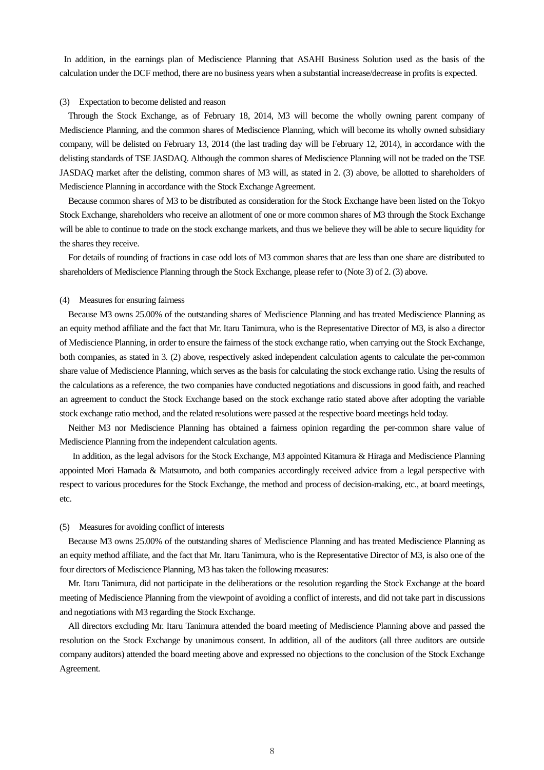In addition, in the earnings plan of Mediscience Planning that ASAHI Business Solution used as the basis of the calculation under the DCF method, there are no business years when a substantial increase/decrease in profits is expected.

(3) Expectation to become delisted and reason

Through the Stock Exchange, as of February 18, 2014, M3 will become the wholly owning parent company of Mediscience Planning, and the common shares of Mediscience Planning, which will become its wholly owned subsidiary company, will be delisted on February 13, 2014 (the last trading day will be February 12, 2014), in accordance with the delisting standards of TSE JASDAQ. Although the common shares of Mediscience Planning will not be traded on the TSE JASDAQ market after the delisting, common shares of M3 will, as stated in 2. (3) above, be allotted to shareholders of Mediscience Planning in accordance with the Stock Exchange Agreement.

Because common shares of M3 to be distributed as consideration for the Stock Exchange have been listed on the Tokyo Stock Exchange, shareholders who receive an allotment of one or more common shares of M3 through the Stock Exchange will be able to continue to trade on the stock exchange markets, and thus we believe they will be able to secure liquidity for the shares they receive.

For details of rounding of fractions in case odd lots of M3 common shares that are less than one share are distributed to shareholders of Mediscience Planning through the Stock Exchange, please refer to (Note 3) of 2. (3) above.

(4) Measures for ensuring fairness

Because M3 owns 25.00% of the outstanding shares of Mediscience Planning and has treated Mediscience Planning as an equity method affiliate and the fact that Mr. Itaru Tanimura, who is the Representative Director of M3, is also a director of Mediscience Planning, in order to ensure the fairness of the stock exchange ratio, when carrying out the Stock Exchange, both companies, as stated in 3. (2) above, respectively asked independent calculation agents to calculate the per-common share value of Mediscience Planning, which serves as the basis for calculating the stock exchange ratio. Using the results of the calculations as a reference, the two companies have conducted negotiations and discussions in good faith, and reached an agreement to conduct the Stock Exchange based on the stock exchange ratio stated above after adopting the variable stock exchange ratio method, and the related resolutions were passed at the respective board meetings held today.

Neither M3 nor Mediscience Planning has obtained a fairness opinion regarding the per-common share value of Mediscience Planning from the independent calculation agents.

In addition, as the legal advisors for the Stock Exchange, M3 appointed Kitamura & Hiraga and Mediscience Planning appointed Mori Hamada & Matsumoto, and both companies accordingly received advice from a legal perspective with respect to various procedures for the Stock Exchange, the method and process of decision-making, etc., at board meetings, etc.

(5) Measures for avoiding conflict of interests

Because M3 owns 25.00% of the outstanding shares of Mediscience Planning and has treated Mediscience Planning as an equity method affiliate, and the fact that Mr. Itaru Tanimura, who is the Representative Director of M3, is also one of the four directors of Mediscience Planning, M3 has taken the following measures:

Mr. Itaru Tanimura, did not participate in the deliberations or the resolution regarding the Stock Exchange at the board meeting of Mediscience Planning from the viewpoint of avoiding a conflict of interests, and did not take part in discussions and negotiations with M3 regarding the Stock Exchange.

All directors excluding Mr. Itaru Tanimura attended the board meeting of Mediscience Planning above and passed the resolution on the Stock Exchange by unanimous consent. In addition, all of the auditors (all three auditors are outside company auditors) attended the board meeting above and expressed no objections to the conclusion of the Stock Exchange Agreement.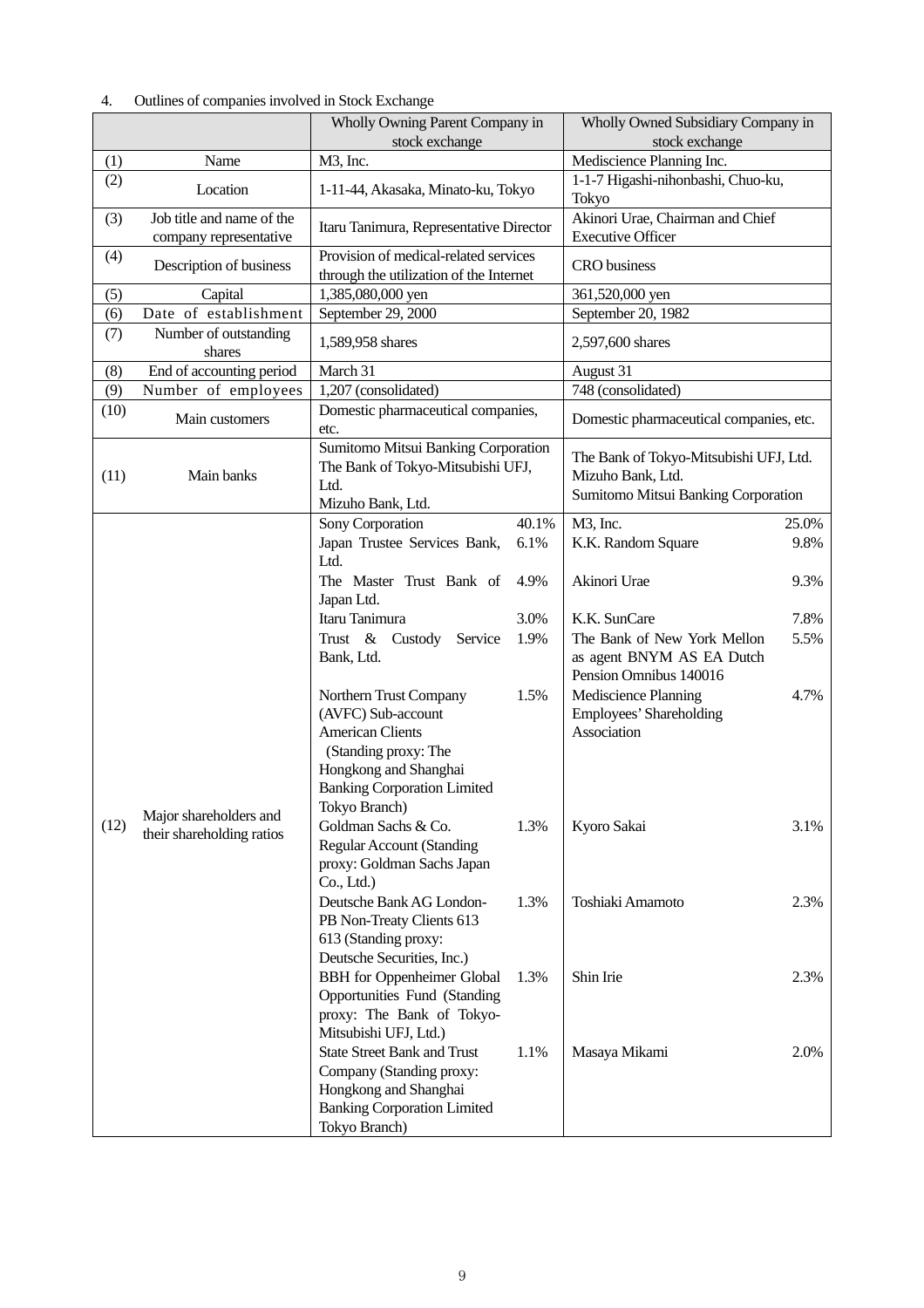4. Outlines of companies involved in Stock Exchange

| | | Wholly Owning Parent Company in stock exchange | | Wholly Owned Subsidiary Company in stock exchange | |
|---|---|---|---|---|---|
| (1) | Name | M3, Inc. | | Mediscience Planning Inc. | |
| (2) | Location | 1-11-44, Akasaka, Minato-ku, Tokyo | | 1-1-7 Higashi-nihonbashi, Chuo-ku, Tokyo | |
| (3) | Job title and name of the company representative | Itaru Tanimura, Representative Director | | Akinori Urae, Chairman and Chief Executive Officer | |
| (4) | Description of business | Provision of medical-related services through the utilization of the Internet | | CRO business | |
| (5) | Capital | 1,385,080,000 yen | | 361,520,000 yen | |
| (6) | Date of establishment | September 29, 2000 | | September 20, 1982 | |
| (7) | Number of outstanding shares | 1,589,958 shares | | 2,597,600 shares | |
| (8) | End of accounting period | March 31 | | August 31 | |
| (9) | Number of employees | 1,207 (consolidated) | | 748 (consolidated) | |
| (10) | Main customers | Domestic pharmaceutical companies, etc. | | Domestic pharmaceutical companies, etc. | |
| (11) | Main banks | Sumitomo Mitsui Banking Corporation<br>The Bank of Tokyo-Mitsubishi UFJ, Ltd.<br>Mizuho Bank, Ltd. | | The Bank of Tokyo-Mitsubishi UFJ, Ltd.<br>Mizuho Bank, Ltd.<br>Sumitomo Mitsui Banking Corporation | |
| (12) | Major shareholders and their shareholding ratios | Sony Corporation | 40.1% | M3, Inc. | 25.0% |
| | | Japan Trustee Services Bank, Ltd. | 6.1% | K.K. Random Square | 9.8% |
| | | The Master Trust Bank of Japan Ltd. | 4.9% | Akinori Urae | 9.3% |
| | | Itaru Tanimura | 3.0% | K.K. SunCare | 7.8% |
| | | Trust & Custody Service Bank, Ltd. | 1.9% | The Bank of New York Mellon as agent BNYM AS EA Dutch Pension Omnibus 140016 | 5.5% |
| | | Northern Trust Company (AVFC) Sub-account American Clients (Standing proxy: The Hongkong and Shanghai Banking Corporation Limited Tokyo Branch) | 1.5% | Mediscience Planning Employees' Shareholding Association | 4.7% |
| | | Goldman Sachs & Co. Regular Account (Standing proxy: Goldman Sachs Japan Co., Ltd.) | 1.3% | Kyoro Sakai | 3.1% |
| | | Deutsche Bank AG London-PB Non-Treaty Clients 613 613 (Standing proxy: Deutsche Securities, Inc.) | 1.3% | Toshiaki Amamoto | 2.3% |
| | | BBH for Oppenheimer Global Opportunities Fund (Standing proxy: The Bank of Tokyo-Mitsubishi UFJ, Ltd.) | 1.3% | Shin Irie | 2.3% |
| | | State Street Bank and Trust Company (Standing proxy: Hongkong and Shanghai Banking Corporation Limited Tokyo Branch) | 1.1% | Masaya Mikami | 2.0% |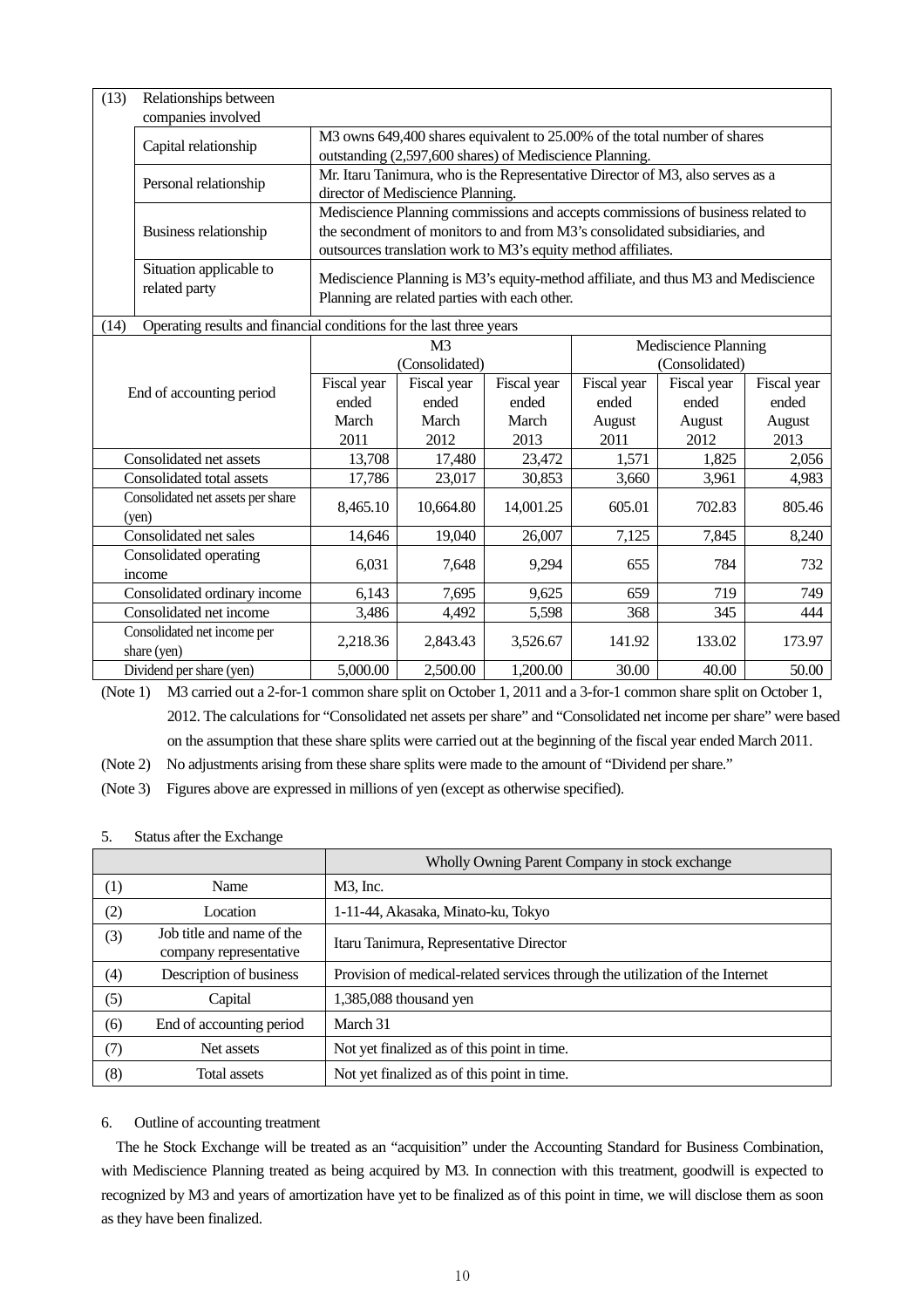| (13) | Relationships between companies involved | |
|---|---|---|
| | Capital relationship | M3 owns 649,400 shares equivalent to 25.00% of the total number of shares outstanding (2,597,600 shares) of Mediscience Planning. |
| | Personal relationship | Mr. Itaru Tanimura, who is the Representative Director of M3, also serves as a director of Mediscience Planning. |
| | Business relationship | Mediscience Planning commissions and accepts commissions of business related to the secondment of monitors to and from M3's consolidated subsidiaries, and outsources translation work to M3's equity method affiliates. |
| | Situation applicable to related party | Mediscience Planning is M3's equity-method affiliate, and thus M3 and Mediscience Planning are related parties with each other. |

(14) Operating results and financial conditions for the last three years

| End of accounting period | M3 (Consolidated) | | | Mediscience Planning (Consolidated) | | |
|---|---|---|---|---|---|---|
| | Fiscal year ended March 2011 | Fiscal year ended March 2012 | Fiscal year ended March 2013 | Fiscal year ended August 2011 | Fiscal year ended August 2012 | Fiscal year ended August 2013 |
| Consolidated net assets | 13,708 | 17,480 | 23,472 | 1,571 | 1,825 | 2,056 |
| Consolidated total assets | 17,786 | 23,017 | 30,853 | 3,660 | 3,961 | 4,983 |
| Consolidated net assets per share (yen) | 8,465.10 | 10,664.80 | 14,001.25 | 605.01 | 702.83 | 805.46 |
| Consolidated net sales | 14,646 | 19,040 | 26,007 | 7,125 | 7,845 | 8,240 |
| Consolidated operating income | 6,031 | 7,648 | 9,294 | 655 | 784 | 732 |
| Consolidated ordinary income | 6,143 | 7,695 | 9,625 | 659 | 719 | 749 |
| Consolidated net income | 3,486 | 4,492 | 5,598 | 368 | 345 | 444 |
| Consolidated net income per share (yen) | 2,218.36 | 2,843.43 | 3,526.67 | 141.92 | 133.02 | 173.97 |
| Dividend per share (yen) | 5,000.00 | 2,500.00 | 1,200.00 | 30.00 | 40.00 | 50.00 |

(Note 1) M3 carried out a 2-for-1 common share split on October 1, 2011 and a 3-for-1 common share split on October 1, 2012. The calculations for "Consolidated net assets per share" and "Consolidated net income per share" were based on the assumption that these share splits were carried out at the beginning of the fiscal year ended March 2011.

(Note 2) No adjustments arising from these share splits were made to the amount of "Dividend per share."

(Note 3) Figures above are expressed in millions of yen (except as otherwise specified).

5. Status after the Exchange

| | | Wholly Owning Parent Company in stock exchange |
|---|---|---|
| (1) | Name | M3, Inc. |
| (2) | Location | 1-11-44, Akasaka, Minato-ku, Tokyo |
| (3) | Job title and name of the company representative | Itaru Tanimura, Representative Director |
| (4) | Description of business | Provision of medical-related services through the utilization of the Internet |
| (5) | Capital | 1,385,088 thousand yen |
| (6) | End of accounting period | March 31 |
| (7) | Net assets | Not yet finalized as of this point in time. |
| (8) | Total assets | Not yet finalized as of this point in time. |

6. Outline of accounting treatment

The he Stock Exchange will be treated as an "acquisition" under the Accounting Standard for Business Combination, with Mediscience Planning treated as being acquired by M3. In connection with this treatment, goodwill is expected to recognized by M3 and years of amortization have yet to be finalized as of this point in time, we will disclose them as soon as they have been finalized.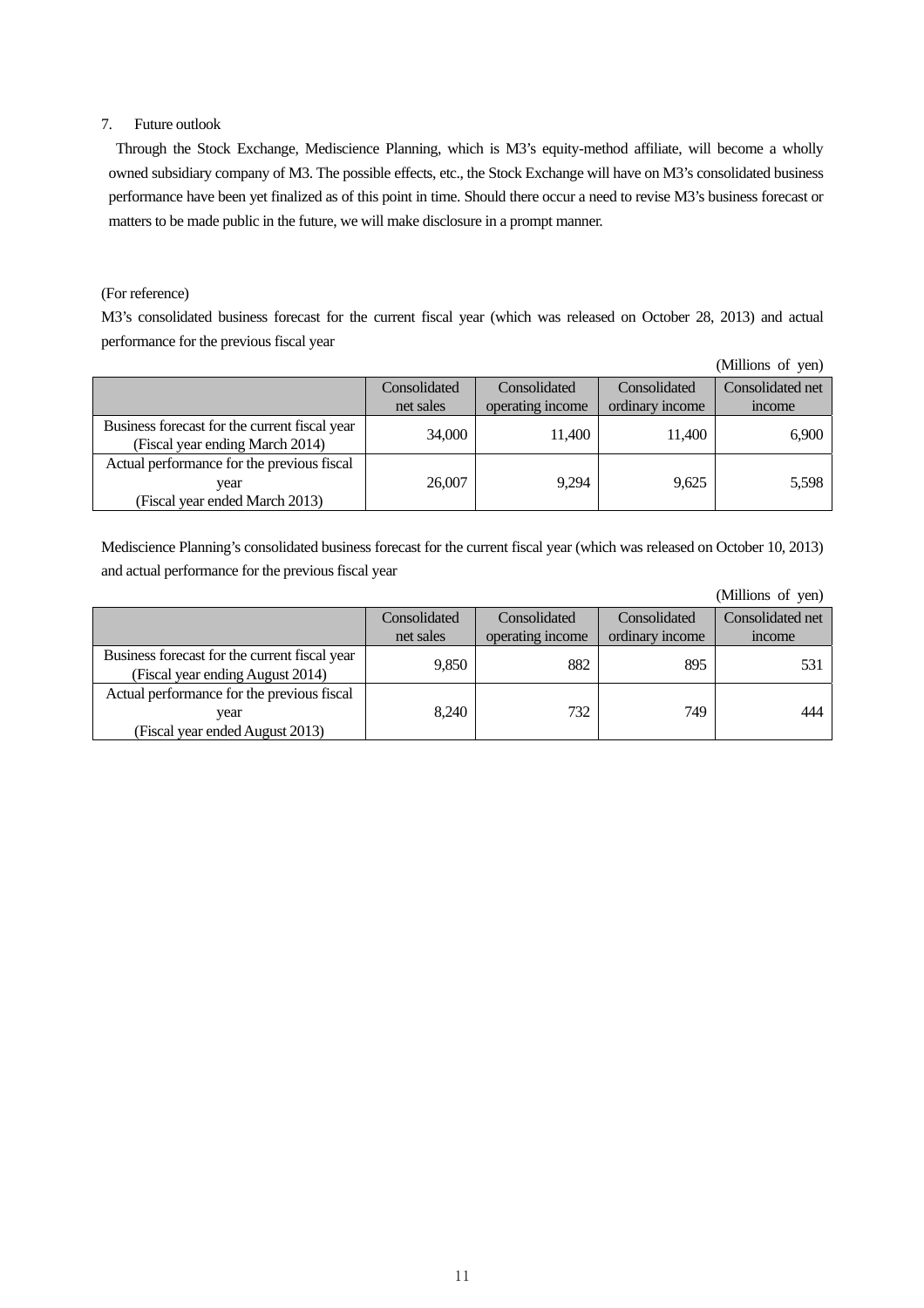7. Future outlook

Through the Stock Exchange, Mediscience Planning, which is M3's equity-method affiliate, will become a wholly owned subsidiary company of M3. The possible effects, etc., the Stock Exchange will have on M3's consolidated business performance have been yet finalized as of this point in time. Should there occur a need to revise M3's business forecast or matters to be made public in the future, we will make disclosure in a prompt manner.

(For reference)

M3's consolidated business forecast for the current fiscal year (which was released on October 28, 2013) and actual performance for the previous fiscal year

(Millions of yen)

| | Consolidated net sales | Consolidated operating income | Consolidated ordinary income | Consolidated net income |
|---|---|---|---|---|
| Business forecast for the current fiscal year (Fiscal year ending March 2014) | 34,000 | 11,400 | 11,400 | 6,900 |
| Actual performance for the previous fiscal year (Fiscal year ended March 2013) | 26,007 | 9,294 | 9,625 | 5,598 |

Mediscience Planning's consolidated business forecast for the current fiscal year (which was released on October 10, 2013) and actual performance for the previous fiscal year

(Millions of yen)

| | Consolidated net sales | Consolidated operating income | Consolidated ordinary income | Consolidated net income |
|---|---|---|---|---|
| Business forecast for the current fiscal year (Fiscal year ending August 2014) | 9,850 | 882 | 895 | 531 |
| Actual performance for the previous fiscal year (Fiscal year ended August 2013) | 8,240 | 732 | 749 | 444 |